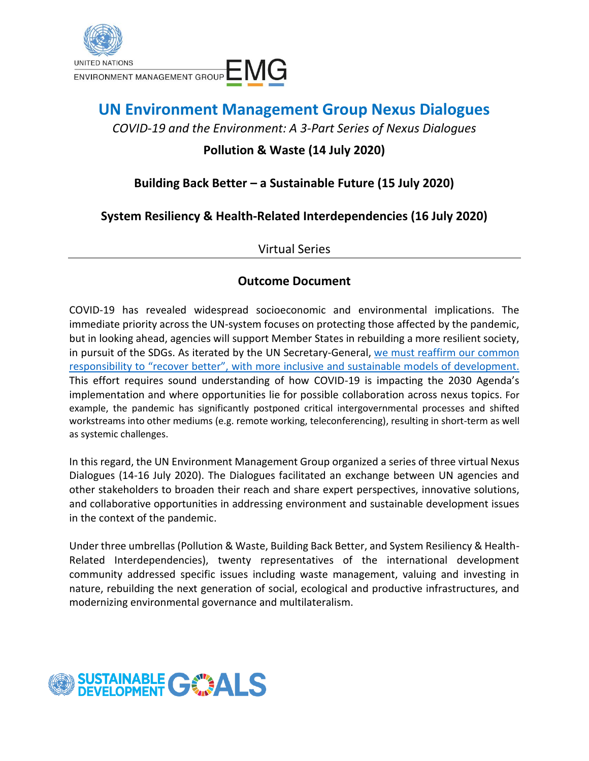UNITED NATIONS
ENVIRONMENT MANAGEMENT GROUP EMG

# UN Environment Management Group Nexus Dialogues

*COVID-19 and the Environment: A 3-Part Series of Nexus Dialogues*

**Pollution & Waste (14 July 2020)**

**Building Back Better – a Sustainable Future (15 July 2020)**

**System Resiliency & Health-Related Interdependencies (16 July 2020)**

Virtual Series

---

## Outcome Document

COVID-19 has revealed widespread socioeconomic and environmental implications. The immediate priority across the UN-system focuses on protecting those affected by the pandemic, but in looking ahead, agencies will support Member States in rebuilding a more resilient society, in pursuit of the SDGs. As iterated by the UN Secretary-General, we must reaffirm our common responsibility to "recover better", with more inclusive and sustainable models of development. This effort requires sound understanding of how COVID-19 is impacting the 2030 Agenda's implementation and where opportunities lie for possible collaboration across nexus topics. For example, the pandemic has significantly postponed critical intergovernmental processes and shifted workstreams into other mediums (e.g. remote working, teleconferencing), resulting in short-term as well as systemic challenges.

In this regard, the UN Environment Management Group organized a series of three virtual Nexus Dialogues (14-16 July 2020). The Dialogues facilitated an exchange between UN agencies and other stakeholders to broaden their reach and share expert perspectives, innovative solutions, and collaborative opportunities in addressing environment and sustainable development issues in the context of the pandemic.

Under three umbrellas (Pollution & Waste, Building Back Better, and System Resiliency & Health-Related Interdependencies), twenty representatives of the international development community addressed specific issues including waste management, valuing and investing in nature, rebuilding the next generation of social, ecological and productive infrastructures, and modernizing environmental governance and multilateralism.

SUSTAINABLE DEVELOPMENT GOALS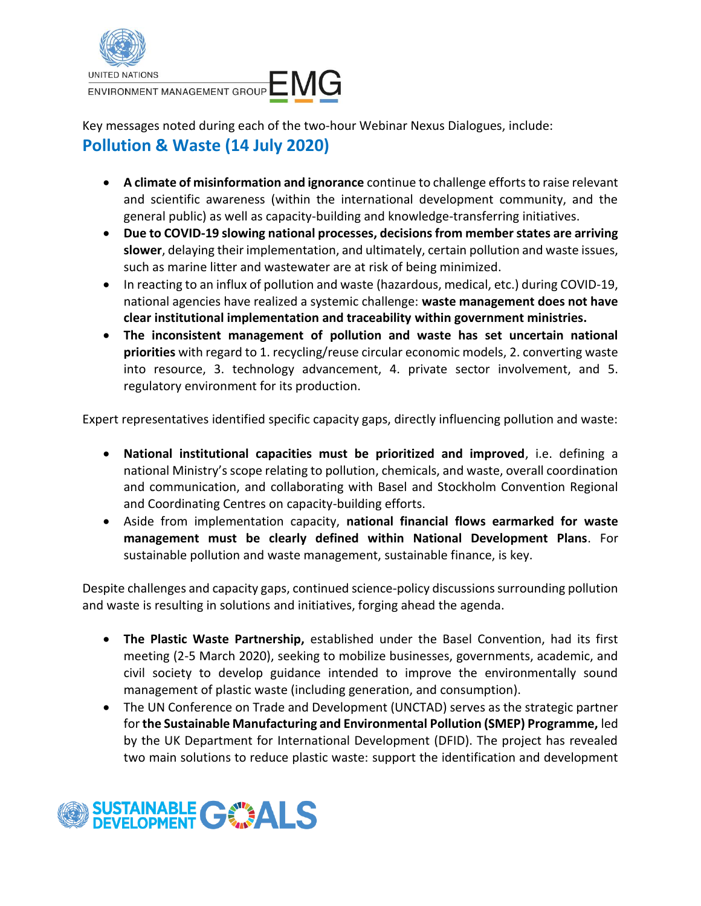Key messages noted during each of the two-hour Webinar Nexus Dialogues, include:

## Pollution & Waste (14 July 2020)

- **A climate of misinformation and ignorance** continue to challenge efforts to raise relevant and scientific awareness (within the international development community, and the general public) as well as capacity-building and knowledge-transferring initiatives.
- **Due to COVID-19 slowing national processes, decisions from member states are arriving slower**, delaying their implementation, and ultimately, certain pollution and waste issues, such as marine litter and wastewater are at risk of being minimized.
- In reacting to an influx of pollution and waste (hazardous, medical, etc.) during COVID-19, national agencies have realized a systemic challenge: **waste management does not have clear institutional implementation and traceability within government ministries.**
- **The inconsistent management of pollution and waste has set uncertain national priorities** with regard to 1. recycling/reuse circular economic models, 2. converting waste into resource, 3. technology advancement, 4. private sector involvement, and 5. regulatory environment for its production.

Expert representatives identified specific capacity gaps, directly influencing pollution and waste:

- **National institutional capacities must be prioritized and improved**, i.e. defining a national Ministry's scope relating to pollution, chemicals, and waste, overall coordination and communication, and collaborating with Basel and Stockholm Convention Regional and Coordinating Centres on capacity-building efforts.
- Aside from implementation capacity, **national financial flows earmarked for waste management must be clearly defined within National Development Plans**. For sustainable pollution and waste management, sustainable finance, is key.

Despite challenges and capacity gaps, continued science-policy discussions surrounding pollution and waste is resulting in solutions and initiatives, forging ahead the agenda.

- **The Plastic Waste Partnership,** established under the Basel Convention, had its first meeting (2-5 March 2020), seeking to mobilize businesses, governments, academic, and civil society to develop guidance intended to improve the environmentally sound management of plastic waste (including generation, and consumption).
- The UN Conference on Trade and Development (UNCTAD) serves as the strategic partner for **the Sustainable Manufacturing and Environmental Pollution (SMEP) Programme,** led by the UK Department for International Development (DFID). The project has revealed two main solutions to reduce plastic waste: support the identification and development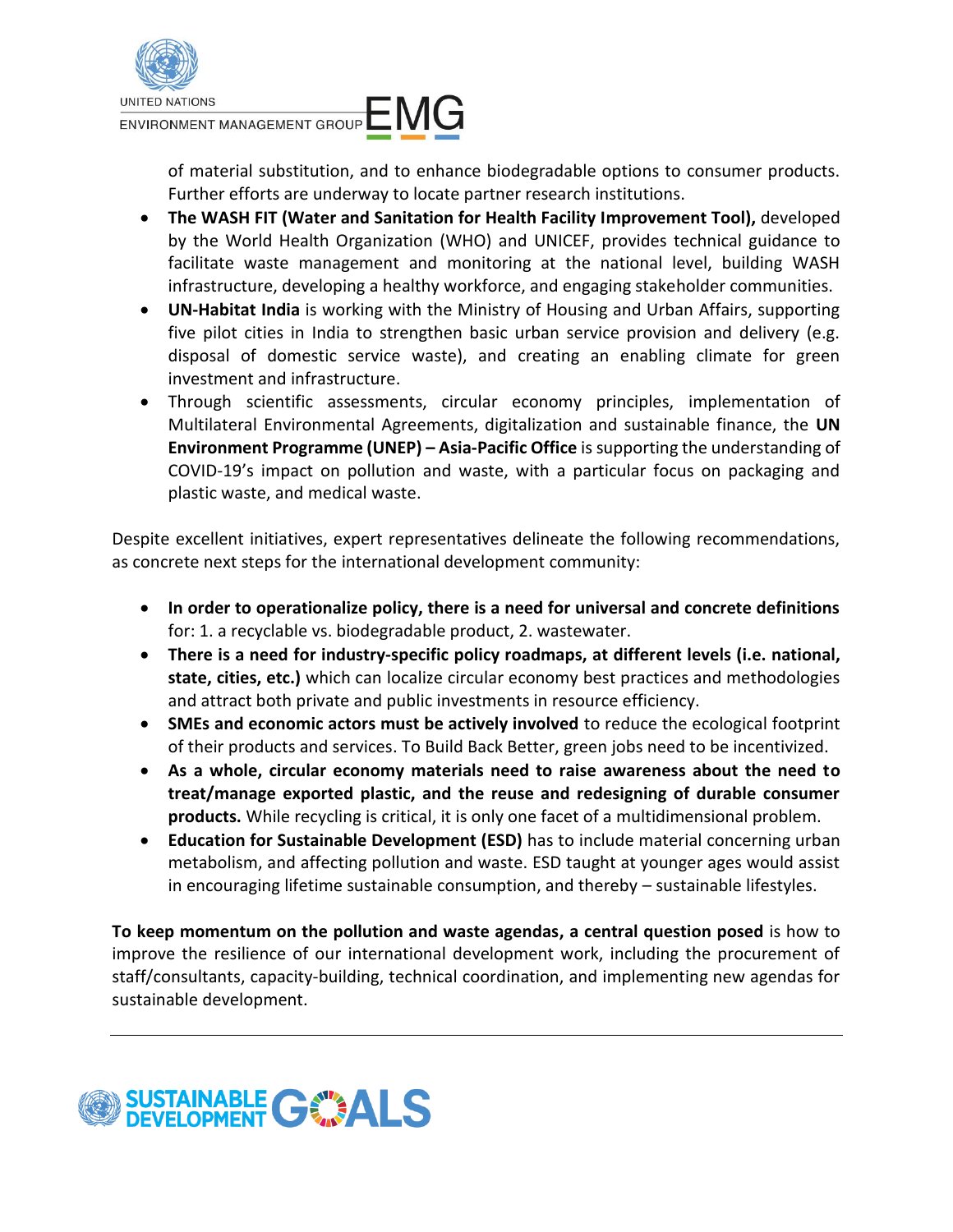of material substitution, and to enhance biodegradable options to consumer products. Further efforts are underway to locate partner research institutions.

- **The WASH FIT (Water and Sanitation for Health Facility Improvement Tool),** developed by the World Health Organization (WHO) and UNICEF, provides technical guidance to facilitate waste management and monitoring at the national level, building WASH infrastructure, developing a healthy workforce, and engaging stakeholder communities.
- **UN-Habitat India** is working with the Ministry of Housing and Urban Affairs, supporting five pilot cities in India to strengthen basic urban service provision and delivery (e.g. disposal of domestic service waste), and creating an enabling climate for green investment and infrastructure.
- Through scientific assessments, circular economy principles, implementation of Multilateral Environmental Agreements, digitalization and sustainable finance, the **UN Environment Programme (UNEP) – Asia-Pacific Office** is supporting the understanding of COVID-19's impact on pollution and waste, with a particular focus on packaging and plastic waste, and medical waste.

Despite excellent initiatives, expert representatives delineate the following recommendations, as concrete next steps for the international development community:

- **In order to operationalize policy, there is a need for universal and concrete definitions** for: 1. a recyclable vs. biodegradable product, 2. wastewater.
- **There is a need for industry-specific policy roadmaps, at different levels (i.e. national, state, cities, etc.)** which can localize circular economy best practices and methodologies and attract both private and public investments in resource efficiency.
- **SMEs and economic actors must be actively involved** to reduce the ecological footprint of their products and services. To Build Back Better, green jobs need to be incentivized.
- **As a whole, circular economy materials need to raise awareness about the need to treat/manage exported plastic, and the reuse and redesigning of durable consumer products.** While recycling is critical, it is only one facet of a multidimensional problem.
- **Education for Sustainable Development (ESD)** has to include material concerning urban metabolism, and affecting pollution and waste. ESD taught at younger ages would assist in encouraging lifetime sustainable consumption, and thereby – sustainable lifestyles.

**To keep momentum on the pollution and waste agendas, a central question posed** is how to improve the resilience of our international development work, including the procurement of staff/consultants, capacity-building, technical coordination, and implementing new agendas for sustainable development.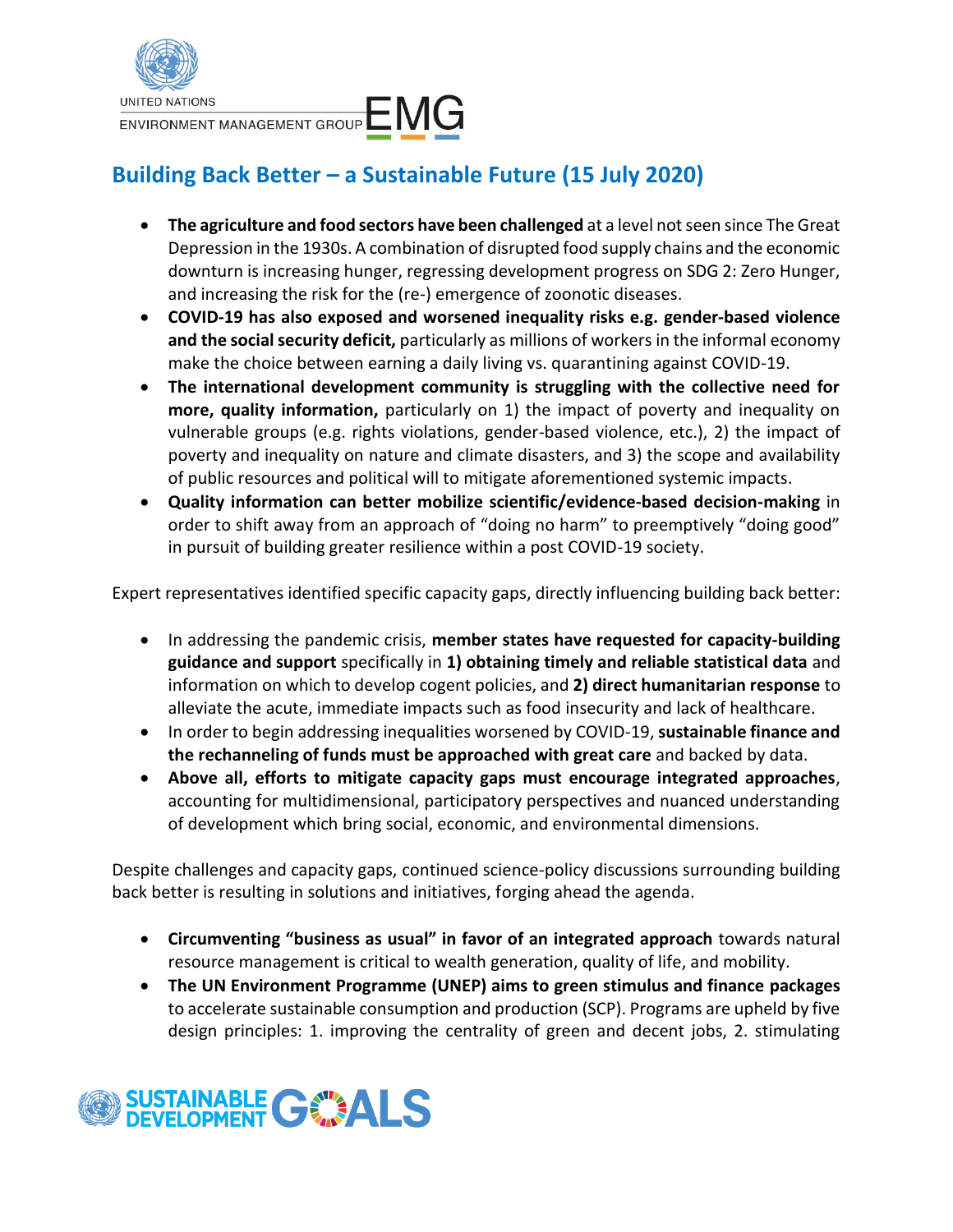## Building Back Better – a Sustainable Future (15 July 2020)

- **The agriculture and food sectors have been challenged** at a level not seen since The Great Depression in the 1930s. A combination of disrupted food supply chains and the economic downturn is increasing hunger, regressing development progress on SDG 2: Zero Hunger, and increasing the risk for the (re-) emergence of zoonotic diseases.
- **COVID-19 has also exposed and worsened inequality risks e.g. gender-based violence and the social security deficit,** particularly as millions of workers in the informal economy make the choice between earning a daily living vs. quarantining against COVID-19.
- **The international development community is struggling with the collective need for more, quality information,** particularly on 1) the impact of poverty and inequality on vulnerable groups (e.g. rights violations, gender-based violence, etc.), 2) the impact of poverty and inequality on nature and climate disasters, and 3) the scope and availability of public resources and political will to mitigate aforementioned systemic impacts.
- **Quality information can better mobilize scientific/evidence-based decision-making** in order to shift away from an approach of "doing no harm" to preemptively "doing good" in pursuit of building greater resilience within a post COVID-19 society.

Expert representatives identified specific capacity gaps, directly influencing building back better:

- In addressing the pandemic crisis, **member states have requested for capacity-building guidance and support** specifically in **1) obtaining timely and reliable statistical data** and information on which to develop cogent policies, and **2) direct humanitarian response** to alleviate the acute, immediate impacts such as food insecurity and lack of healthcare.
- In order to begin addressing inequalities worsened by COVID-19, **sustainable finance and the rechanneling of funds must be approached with great care** and backed by data.
- **Above all, efforts to mitigate capacity gaps must encourage integrated approaches**, accounting for multidimensional, participatory perspectives and nuanced understanding of development which bring social, economic, and environmental dimensions.

Despite challenges and capacity gaps, continued science-policy discussions surrounding building back better is resulting in solutions and initiatives, forging ahead the agenda.

- **Circumventing "business as usual" in favor of an integrated approach** towards natural resource management is critical to wealth generation, quality of life, and mobility.
- **The UN Environment Programme (UNEP) aims to green stimulus and finance packages** to accelerate sustainable consumption and production (SCP). Programs are upheld by five design principles: 1. improving the centrality of green and decent jobs, 2. stimulating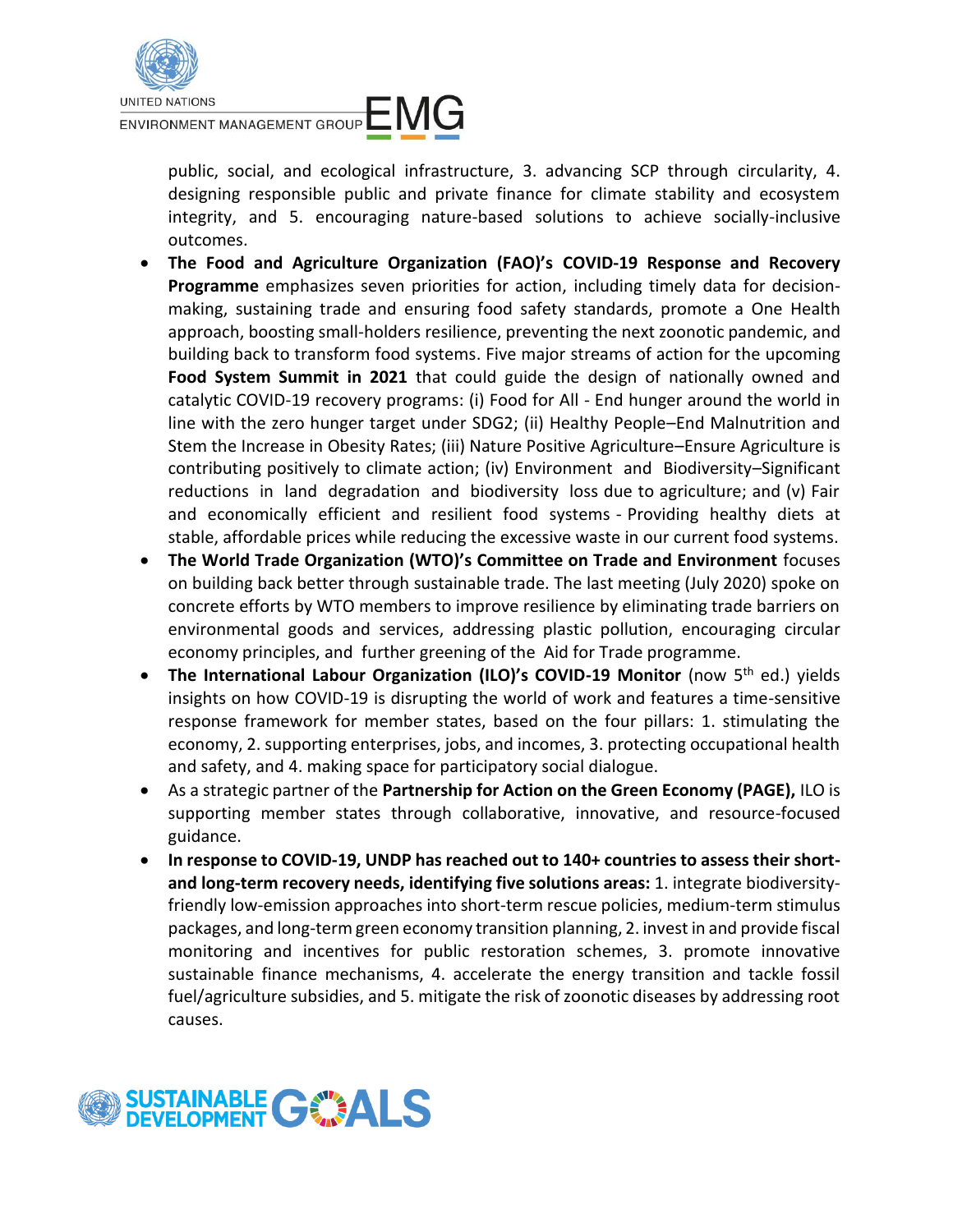public, social, and ecological infrastructure, 3. advancing SCP through circularity, 4. designing responsible public and private finance for climate stability and ecosystem integrity, and 5. encouraging nature-based solutions to achieve socially-inclusive outcomes.

- **The Food and Agriculture Organization (FAO)'s COVID-19 Response and Recovery Programme** emphasizes seven priorities for action, including timely data for decision-making, sustaining trade and ensuring food safety standards, promote a One Health approach, boosting small-holders resilience, preventing the next zoonotic pandemic, and building back to transform food systems. Five major streams of action for the upcoming **Food System Summit in 2021** that could guide the design of nationally owned and catalytic COVID-19 recovery programs: (i) Food for All - End hunger around the world in line with the zero hunger target under SDG2; (ii) Healthy People–End Malnutrition and Stem the Increase in Obesity Rates; (iii) Nature Positive Agriculture–Ensure Agriculture is contributing positively to climate action; (iv) Environment and Biodiversity–Significant reductions in land degradation and biodiversity loss due to agriculture; and (v) Fair and economically efficient and resilient food systems - Providing healthy diets at stable, affordable prices while reducing the excessive waste in our current food systems.
- **The World Trade Organization (WTO)'s Committee on Trade and Environment** focuses on building back better through sustainable trade. The last meeting (July 2020) spoke on concrete efforts by WTO members to improve resilience by eliminating trade barriers on environmental goods and services, addressing plastic pollution, encouraging circular economy principles, and further greening of the Aid for Trade programme.
- **The International Labour Organization (ILO)'s COVID-19 Monitor** (now 5th ed.) yields insights on how COVID-19 is disrupting the world of work and features a time-sensitive response framework for member states, based on the four pillars: 1. stimulating the economy, 2. supporting enterprises, jobs, and incomes, 3. protecting occupational health and safety, and 4. making space for participatory social dialogue.
- As a strategic partner of the **Partnership for Action on the Green Economy (PAGE),** ILO is supporting member states through collaborative, innovative, and resource-focused guidance.
- **In response to COVID-19, UNDP has reached out to 140+ countries to assess their short- and long-term recovery needs, identifying five solutions areas:** 1. integrate biodiversity-friendly low-emission approaches into short-term rescue policies, medium-term stimulus packages, and long-term green economy transition planning, 2. invest in and provide fiscal monitoring and incentives for public restoration schemes, 3. promote innovative sustainable finance mechanisms, 4. accelerate the energy transition and tackle fossil fuel/agriculture subsidies, and 5. mitigate the risk of zoonotic diseases by addressing root causes.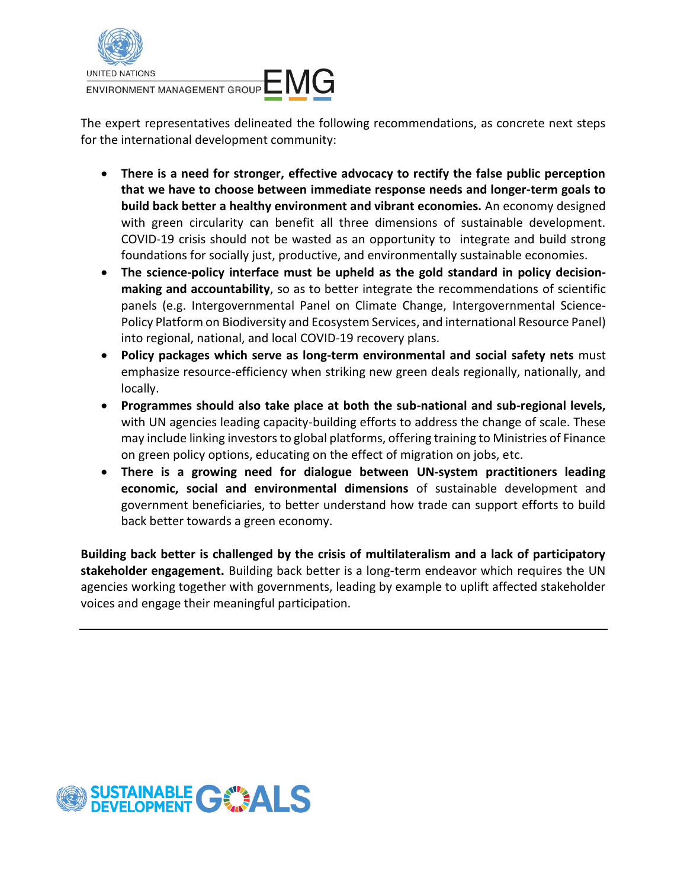The expert representatives delineated the following recommendations, as concrete next steps for the international development community:

- **There is a need for stronger, effective advocacy to rectify the false public perception that we have to choose between immediate response needs and longer-term goals to build back better a healthy environment and vibrant economies.** An economy designed with green circularity can benefit all three dimensions of sustainable development. COVID-19 crisis should not be wasted as an opportunity to integrate and build strong foundations for socially just, productive, and environmentally sustainable economies.
- **The science-policy interface must be upheld as the gold standard in policy decision-making and accountability**, so as to better integrate the recommendations of scientific panels (e.g. Intergovernmental Panel on Climate Change, Intergovernmental Science-Policy Platform on Biodiversity and Ecosystem Services, and international Resource Panel) into regional, national, and local COVID-19 recovery plans.
- **Policy packages which serve as long-term environmental and social safety nets** must emphasize resource-efficiency when striking new green deals regionally, nationally, and locally.
- **Programmes should also take place at both the sub-national and sub-regional levels,** with UN agencies leading capacity-building efforts to address the change of scale. These may include linking investors to global platforms, offering training to Ministries of Finance on green policy options, educating on the effect of migration on jobs, etc.
- **There is a growing need for dialogue between UN-system practitioners leading economic, social and environmental dimensions** of sustainable development and government beneficiaries, to better understand how trade can support efforts to build back better towards a green economy.

**Building back better is challenged by the crisis of multilateralism and a lack of participatory stakeholder engagement.** Building back better is a long-term endeavor which requires the UN agencies working together with governments, leading by example to uplift affected stakeholder voices and engage their meaningful participation.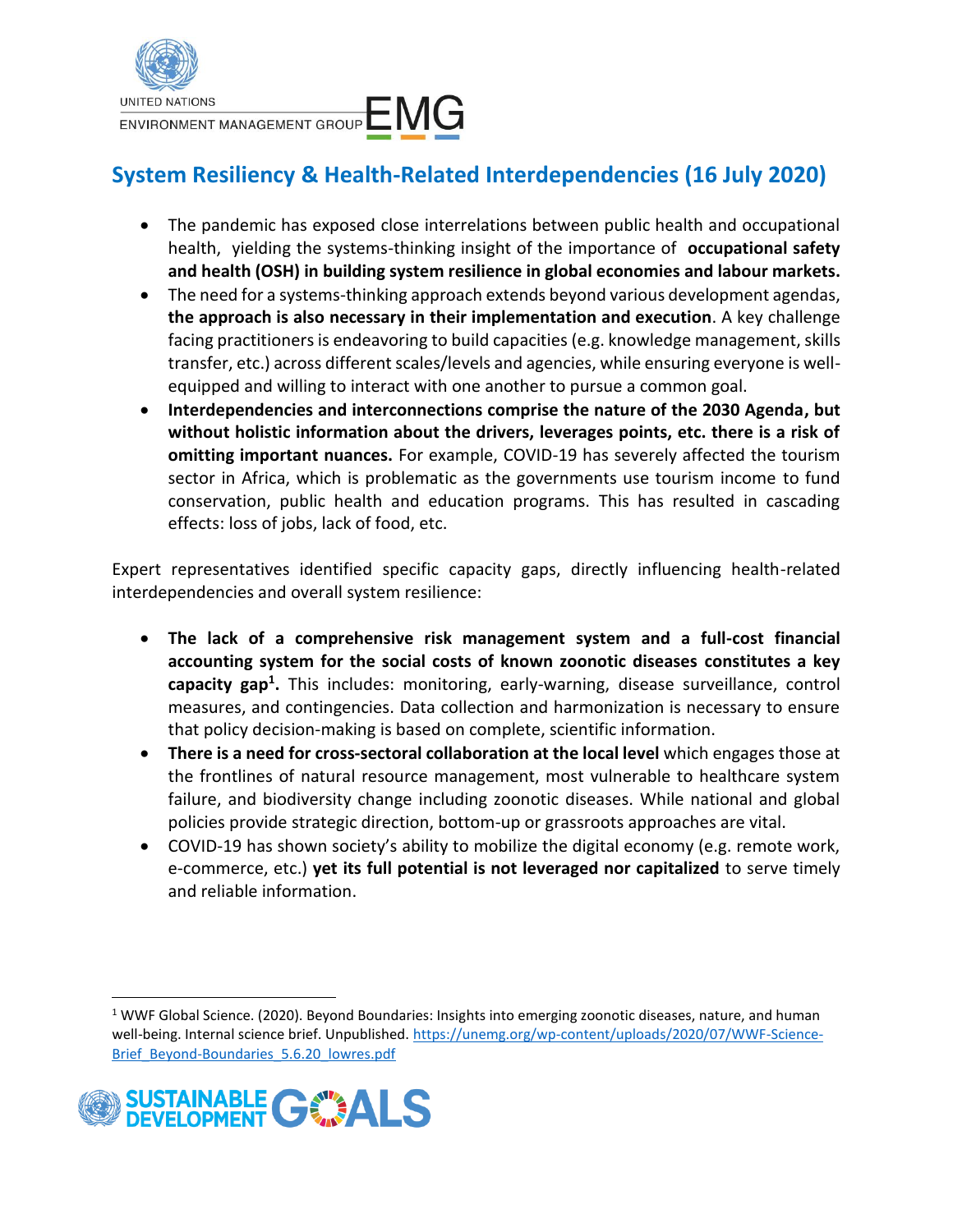## System Resiliency & Health-Related Interdependencies (16 July 2020)

- The pandemic has exposed close interrelations between public health and occupational health, yielding the systems-thinking insight of the importance of **occupational safety and health (OSH) in building system resilience in global economies and labour markets.**
- The need for a systems-thinking approach extends beyond various development agendas, **the approach is also necessary in their implementation and execution**. A key challenge facing practitioners is endeavoring to build capacities (e.g. knowledge management, skills transfer, etc.) across different scales/levels and agencies, while ensuring everyone is well-equipped and willing to interact with one another to pursue a common goal.
- **Interdependencies and interconnections comprise the nature of the 2030 Agenda, but without holistic information about the drivers, leverages points, etc. there is a risk of omitting important nuances.** For example, COVID-19 has severely affected the tourism sector in Africa, which is problematic as the governments use tourism income to fund conservation, public health and education programs. This has resulted in cascading effects: loss of jobs, lack of food, etc.

Expert representatives identified specific capacity gaps, directly influencing health-related interdependencies and overall system resilience:

- **The lack of a comprehensive risk management system and a full-cost financial accounting system for the social costs of known zoonotic diseases constitutes a key capacity gap[1].** This includes: monitoring, early-warning, disease surveillance, control measures, and contingencies. Data collection and harmonization is necessary to ensure that policy decision-making is based on complete, scientific information.
- **There is a need for cross-sectoral collaboration at the local level** which engages those at the frontlines of natural resource management, most vulnerable to healthcare system failure, and biodiversity change including zoonotic diseases. While national and global policies provide strategic direction, bottom-up or grassroots approaches are vital.
- COVID-19 has shown society's ability to mobilize the digital economy (e.g. remote work, e-commerce, etc.) **yet its full potential is not leveraged nor capitalized** to serve timely and reliable information.

[1] WWF Global Science. (2020). Beyond Boundaries: Insights into emerging zoonotic diseases, nature, and human well-being. Internal science brief. Unpublished. https://unemg.org/wp-content/uploads/2020/07/WWF-Science-Brief_Beyond-Boundaries_5.6.20_lowres.pdf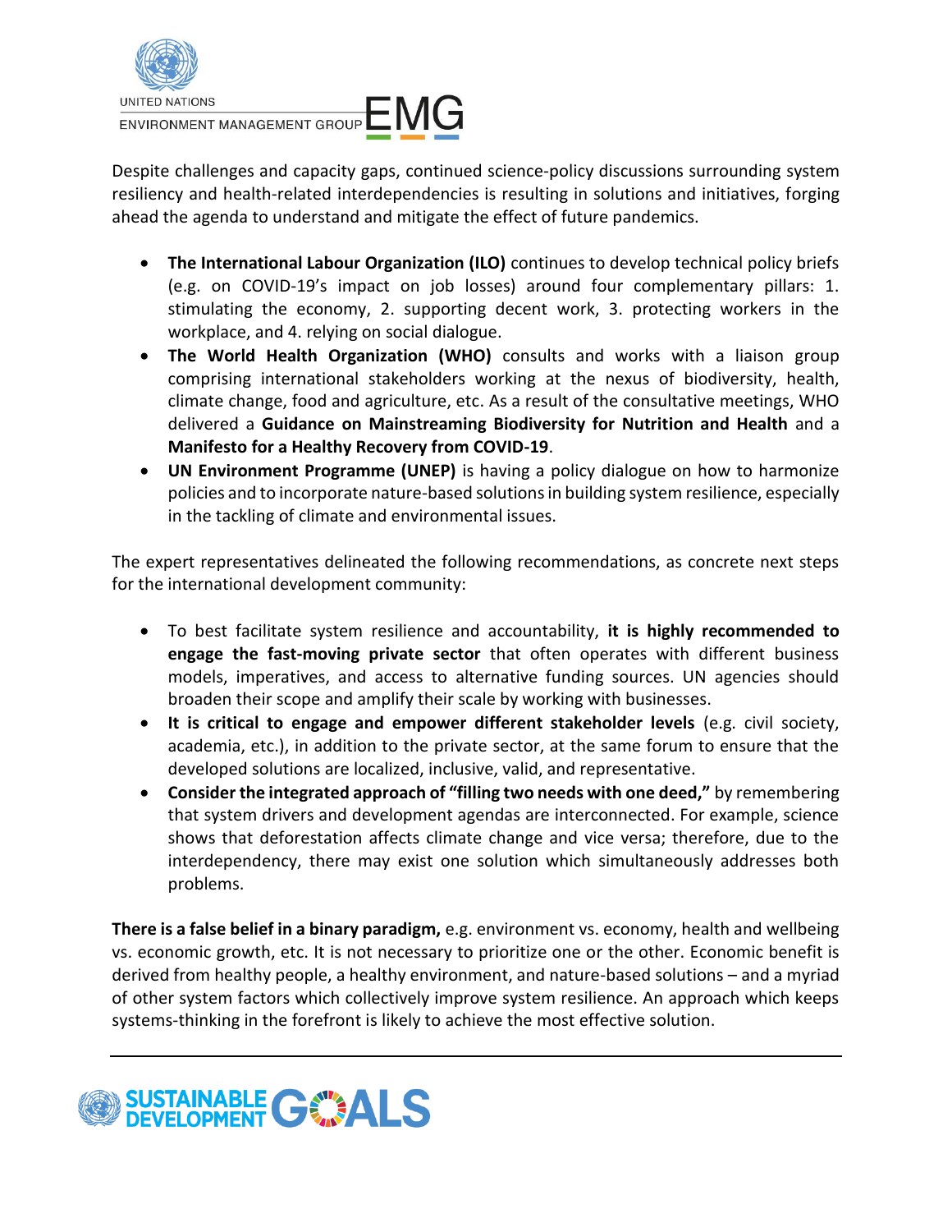Despite challenges and capacity gaps, continued science-policy discussions surrounding system resiliency and health-related interdependencies is resulting in solutions and initiatives, forging ahead the agenda to understand and mitigate the effect of future pandemics.

- **The International Labour Organization (ILO)** continues to develop technical policy briefs (e.g. on COVID-19's impact on job losses) around four complementary pillars: 1. stimulating the economy, 2. supporting decent work, 3. protecting workers in the workplace, and 4. relying on social dialogue.
- **The World Health Organization (WHO)** consults and works with a liaison group comprising international stakeholders working at the nexus of biodiversity, health, climate change, food and agriculture, etc. As a result of the consultative meetings, WHO delivered a **Guidance on Mainstreaming Biodiversity for Nutrition and Health** and a **Manifesto for a Healthy Recovery from COVID-19**.
- **UN Environment Programme (UNEP)** is having a policy dialogue on how to harmonize policies and to incorporate nature-based solutions in building system resilience, especially in the tackling of climate and environmental issues.

The expert representatives delineated the following recommendations, as concrete next steps for the international development community:

- To best facilitate system resilience and accountability, **it is highly recommended to engage the fast-moving private sector** that often operates with different business models, imperatives, and access to alternative funding sources. UN agencies should broaden their scope and amplify their scale by working with businesses.
- **It is critical to engage and empower different stakeholder levels** (e.g. civil society, academia, etc.), in addition to the private sector, at the same forum to ensure that the developed solutions are localized, inclusive, valid, and representative.
- **Consider the integrated approach of "filling two needs with one deed,"** by remembering that system drivers and development agendas are interconnected. For example, science shows that deforestation affects climate change and vice versa; therefore, due to the interdependency, there may exist one solution which simultaneously addresses both problems.

**There is a false belief in a binary paradigm,** e.g. environment vs. economy, health and wellbeing vs. economic growth, etc. It is not necessary to prioritize one or the other. Economic benefit is derived from healthy people, a healthy environment, and nature-based solutions – and a myriad of other system factors which collectively improve system resilience. An approach which keeps systems-thinking in the forefront is likely to achieve the most effective solution.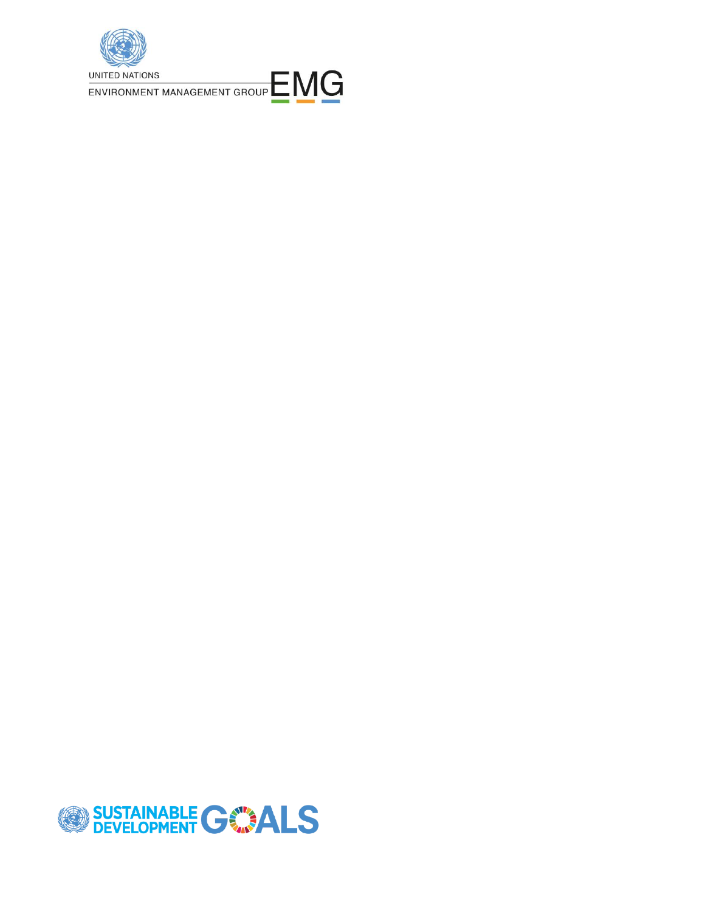UNITED NATIONS

ENVIRONMENT MANAGEMENT GROUP EMG

SUSTAINABLE DEVELOPMENT GOALS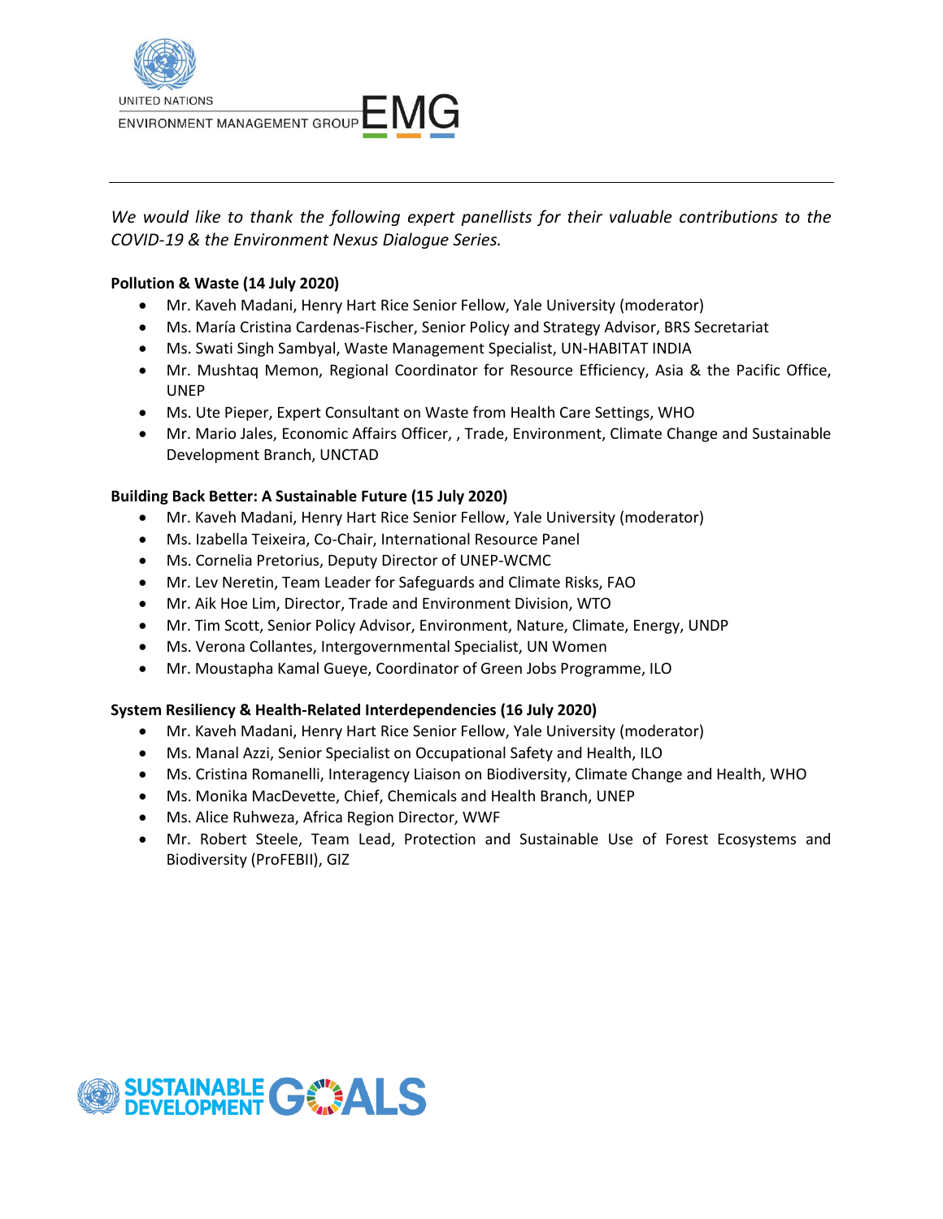*We would like to thank the following expert panellists for their valuable contributions to the COVID-19 & the Environment Nexus Dialogue Series.*

**Pollution & Waste (14 July 2020)**

- Mr. Kaveh Madani, Henry Hart Rice Senior Fellow, Yale University (moderator)
- Ms. María Cristina Cardenas-Fischer, Senior Policy and Strategy Advisor, BRS Secretariat
- Ms. Swati Singh Sambyal, Waste Management Specialist, UN-HABITAT INDIA
- Mr. Mushtaq Memon, Regional Coordinator for Resource Efficiency, Asia & the Pacific Office, UNEP
- Ms. Ute Pieper, Expert Consultant on Waste from Health Care Settings, WHO
- Mr. Mario Jales, Economic Affairs Officer, , Trade, Environment, Climate Change and Sustainable Development Branch, UNCTAD

**Building Back Better: A Sustainable Future (15 July 2020)**

- Mr. Kaveh Madani, Henry Hart Rice Senior Fellow, Yale University (moderator)
- Ms. Izabella Teixeira, Co-Chair, International Resource Panel
- Ms. Cornelia Pretorius, Deputy Director of UNEP-WCMC
- Mr. Lev Neretin, Team Leader for Safeguards and Climate Risks, FAO
- Mr. Aik Hoe Lim, Director, Trade and Environment Division, WTO
- Mr. Tim Scott, Senior Policy Advisor, Environment, Nature, Climate, Energy, UNDP
- Ms. Verona Collantes, Intergovernmental Specialist, UN Women
- Mr. Moustapha Kamal Gueye, Coordinator of Green Jobs Programme, ILO

**System Resiliency & Health-Related Interdependencies (16 July 2020)**

- Mr. Kaveh Madani, Henry Hart Rice Senior Fellow, Yale University (moderator)
- Ms. Manal Azzi, Senior Specialist on Occupational Safety and Health, ILO
- Ms. Cristina Romanelli, Interagency Liaison on Biodiversity, Climate Change and Health, WHO
- Ms. Monika MacDevette, Chief, Chemicals and Health Branch, UNEP
- Ms. Alice Ruhweza, Africa Region Director, WWF
- Mr. Robert Steele, Team Lead, Protection and Sustainable Use of Forest Ecosystems and Biodiversity (ProFEBII), GIZ